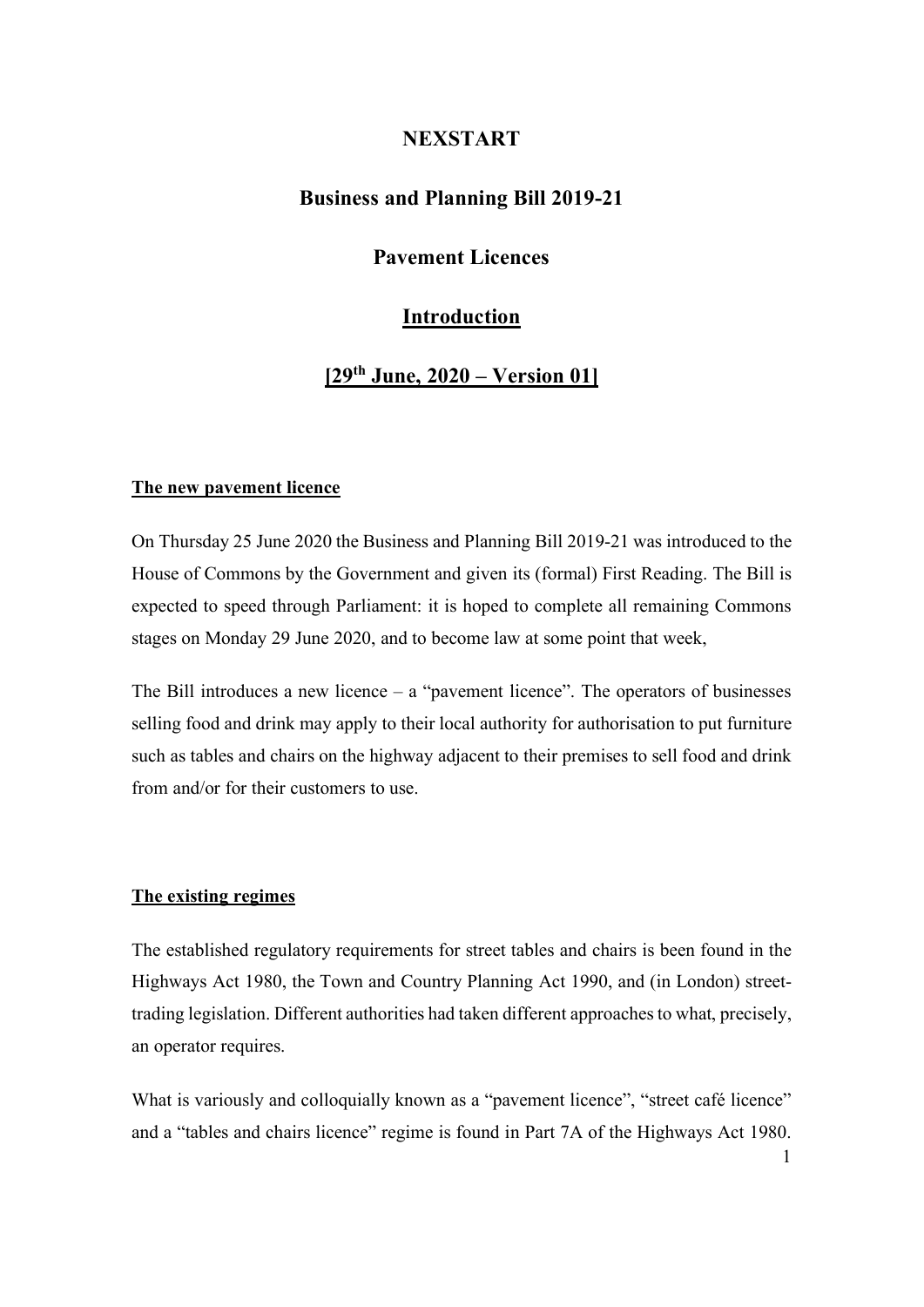# NEXSTART

## Business and Planning Bill 2019-21

## Pavement Licences

## Introduction

## [29th June, 2020 – Version 01]

### The new pavement licence

On Thursday 25 June 2020 the Business and Planning Bill 2019-21 was introduced to the House of Commons by the Government and given its (formal) First Reading. The Bill is expected to speed through Parliament: it is hoped to complete all remaining Commons stages on Monday 29 June 2020, and to become law at some point that week,

The Bill introduces a new licence – a "pavement licence". The operators of businesses selling food and drink may apply to their local authority for authorisation to put furniture such as tables and chairs on the highway adjacent to their premises to sell food and drink from and/or for their customers to use.

### The existing regimes

The established regulatory requirements for street tables and chairs is been found in the Highways Act 1980, the Town and Country Planning Act 1990, and (in London) street-trading legislation. Different authorities had taken different approaches to what, precisely, an operator requires.

What is variously and colloquially known as a "pavement licence", "street café licence" and a "tables and chairs licence" regime is found in Part 7A of the Highways Act 1980.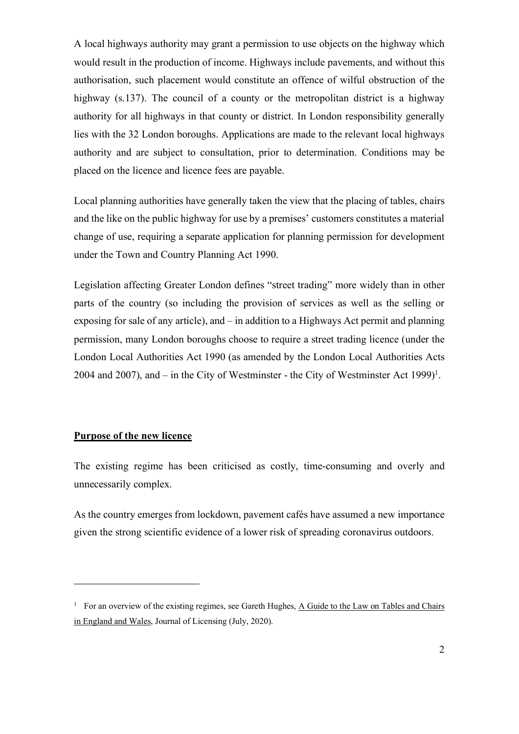A local highways authority may grant a permission to use objects on the highway which would result in the production of income. Highways include pavements, and without this authorisation, such placement would constitute an offence of wilful obstruction of the highway (s.137). The council of a county or the metropolitan district is a highway authority for all highways in that county or district. In London responsibility generally lies with the 32 London boroughs. Applications are made to the relevant local highways authority and are subject to consultation, prior to determination. Conditions may be placed on the licence and licence fees are payable.

Local planning authorities have generally taken the view that the placing of tables, chairs and the like on the public highway for use by a premises' customers constitutes a material change of use, requiring a separate application for planning permission for development under the Town and Country Planning Act 1990.

Legislation affecting Greater London defines "street trading" more widely than in other parts of the country (so including the provision of services as well as the selling or exposing for sale of any article), and – in addition to a Highways Act permit and planning permission, many London boroughs choose to require a street trading licence (under the London Local Authorities Act 1990 (as amended by the London Local Authorities Acts 2004 and 2007), and – in the City of Westminster - the City of Westminster Act 1999)[1].

## Purpose of the new licence

The existing regime has been criticised as costly, time-consuming and overly and unnecessarily complex.

As the country emerges from lockdown, pavement cafés have assumed a new importance given the strong scientific evidence of a lower risk of spreading coronavirus outdoors.

---

[1] For an overview of the existing regimes, see Gareth Hughes, A Guide to the Law on Tables and Chairs in England and Wales, Journal of Licensing (July, 2020).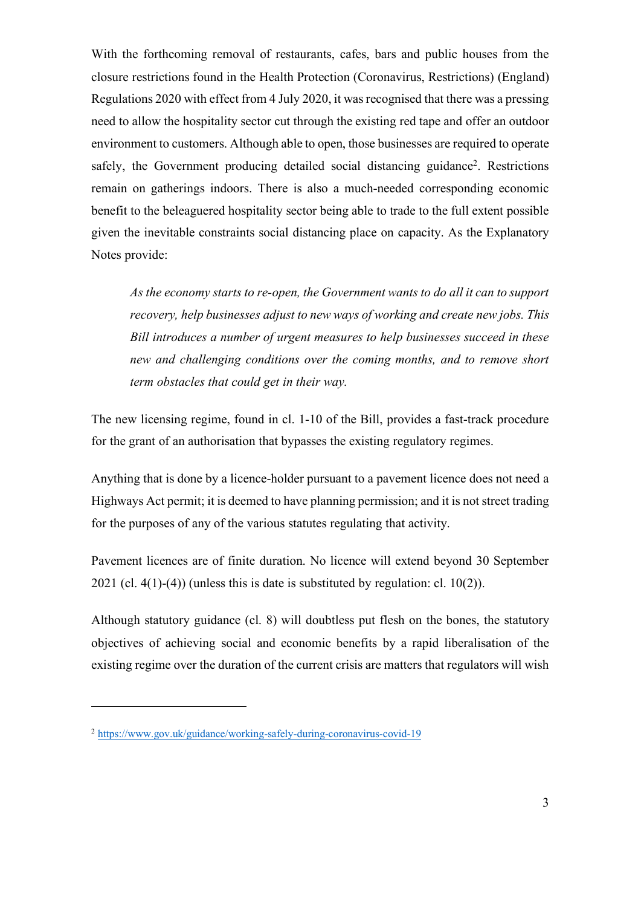With the forthcoming removal of restaurants, cafes, bars and public houses from the closure restrictions found in the Health Protection (Coronavirus, Restrictions) (England) Regulations 2020 with effect from 4 July 2020, it was recognised that there was a pressing need to allow the hospitality sector cut through the existing red tape and offer an outdoor environment to customers. Although able to open, those businesses are required to operate safely, the Government producing detailed social distancing guidance[2]. Restrictions remain on gatherings indoors. There is also a much-needed corresponding economic benefit to the beleaguered hospitality sector being able to trade to the full extent possible given the inevitable constraints social distancing place on capacity. As the Explanatory Notes provide:

> *As the economy starts to re-open, the Government wants to do all it can to support recovery, help businesses adjust to new ways of working and create new jobs. This Bill introduces a number of urgent measures to help businesses succeed in these new and challenging conditions over the coming months, and to remove short term obstacles that could get in their way.*

The new licensing regime, found in cl. 1-10 of the Bill, provides a fast-track procedure for the grant of an authorisation that bypasses the existing regulatory regimes.

Anything that is done by a licence-holder pursuant to a pavement licence does not need a Highways Act permit; it is deemed to have planning permission; and it is not street trading for the purposes of any of the various statutes regulating that activity.

Pavement licences are of finite duration. No licence will extend beyond 30 September 2021 (cl. 4(1)-(4)) (unless this is date is substituted by regulation: cl. 10(2)).

Although statutory guidance (cl. 8) will doubtless put flesh on the bones, the statutory objectives of achieving social and economic benefits by a rapid liberalisation of the existing regime over the duration of the current crisis are matters that regulators will wish

---

[2] https://www.gov.uk/guidance/working-safely-during-coronavirus-covid-19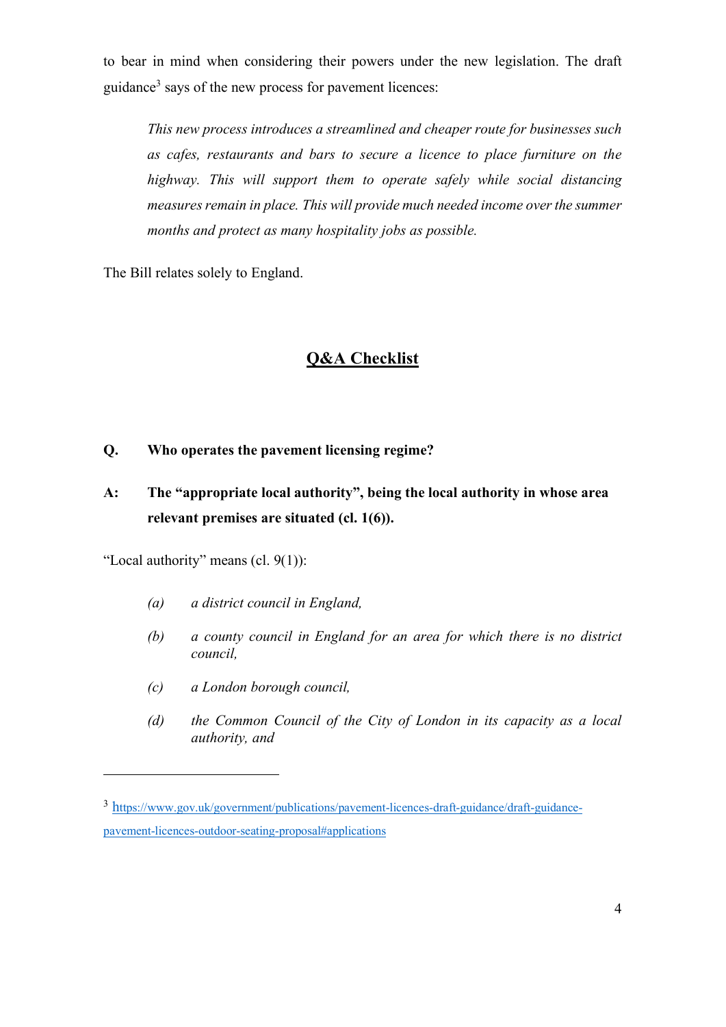to bear in mind when considering their powers under the new legislation. The draft guidance[3] says of the new process for pavement licences:

> *This new process introduces a streamlined and cheaper route for businesses such as cafes, restaurants and bars to secure a licence to place furniture on the highway. This will support them to operate safely while social distancing measures remain in place. This will provide much needed income over the summer months and protect as many hospitality jobs as possible.*

The Bill relates solely to England.

## Q&A Checklist

**Q. Who operates the pavement licensing regime?**

**A: The "appropriate local authority", being the local authority in whose area relevant premises are situated (cl. 1(6)).**

"Local authority" means (cl. 9(1)):

> *(a) a district council in England,*
>
> *(b) a county council in England for an area for which there is no district council,*
>
> *(c) a London borough council,*
>
> *(d) the Common Council of the City of London in its capacity as a local authority, and*

---

[3] https://www.gov.uk/government/publications/pavement-licences-draft-guidance/draft-guidance-pavement-licences-outdoor-seating-proposal#applications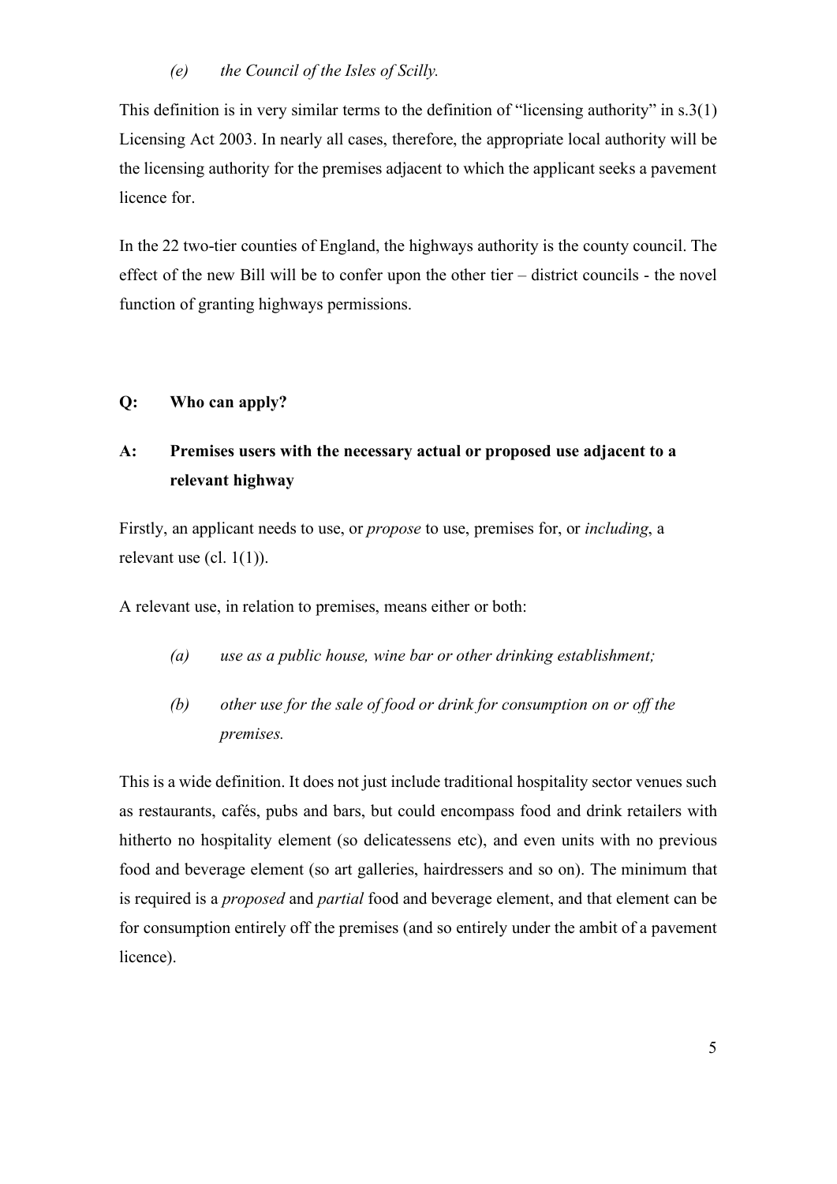*(e) the Council of the Isles of Scilly.*

This definition is in very similar terms to the definition of "licensing authority" in s.3(1) Licensing Act 2003. In nearly all cases, therefore, the appropriate local authority will be the licensing authority for the premises adjacent to which the applicant seeks a pavement licence for.

In the 22 two-tier counties of England, the highways authority is the county council. The effect of the new Bill will be to confer upon the other tier – district councils - the novel function of granting highways permissions.

**Q: Who can apply?**

**A: Premises users with the necessary actual or proposed use adjacent to a relevant highway**

Firstly, an applicant needs to use, or *propose* to use, premises for, or *including*, a relevant use (cl. 1(1)).

A relevant use, in relation to premises, means either or both:

*(a) use as a public house, wine bar or other drinking establishment;*

*(b) other use for the sale of food or drink for consumption on or off the premises.*

This is a wide definition. It does not just include traditional hospitality sector venues such as restaurants, cafés, pubs and bars, but could encompass food and drink retailers with hitherto no hospitality element (so delicatessens etc), and even units with no previous food and beverage element (so art galleries, hairdressers and so on). The minimum that is required is a *proposed* and *partial* food and beverage element, and that element can be for consumption entirely off the premises (and so entirely under the ambit of a pavement licence).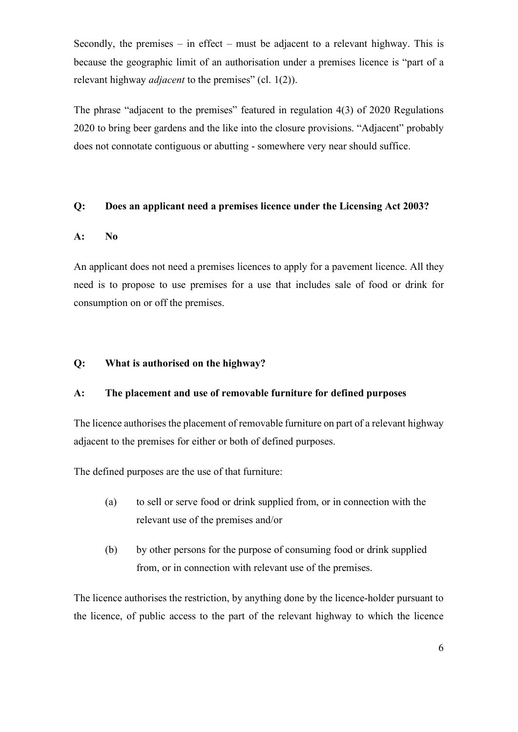Secondly, the premises – in effect – must be adjacent to a relevant highway. This is because the geographic limit of an authorisation under a premises licence is "part of a relevant highway *adjacent* to the premises" (cl. 1(2)).

The phrase "adjacent to the premises" featured in regulation 4(3) of 2020 Regulations 2020 to bring beer gardens and the like into the closure provisions. "Adjacent" probably does not connotate contiguous or abutting - somewhere very near should suffice.

**Q: Does an applicant need a premises licence under the Licensing Act 2003?**

**A: No**

An applicant does not need a premises licences to apply for a pavement licence. All they need is to propose to use premises for a use that includes sale of food or drink for consumption on or off the premises.

**Q: What is authorised on the highway?**

**A: The placement and use of removable furniture for defined purposes**

The licence authorises the placement of removable furniture on part of a relevant highway adjacent to the premises for either or both of defined purposes.

The defined purposes are the use of that furniture:

(a) to sell or serve food or drink supplied from, or in connection with the relevant use of the premises and/or

(b) by other persons for the purpose of consuming food or drink supplied from, or in connection with relevant use of the premises.

The licence authorises the restriction, by anything done by the licence-holder pursuant to the licence, of public access to the part of the relevant highway to which the licence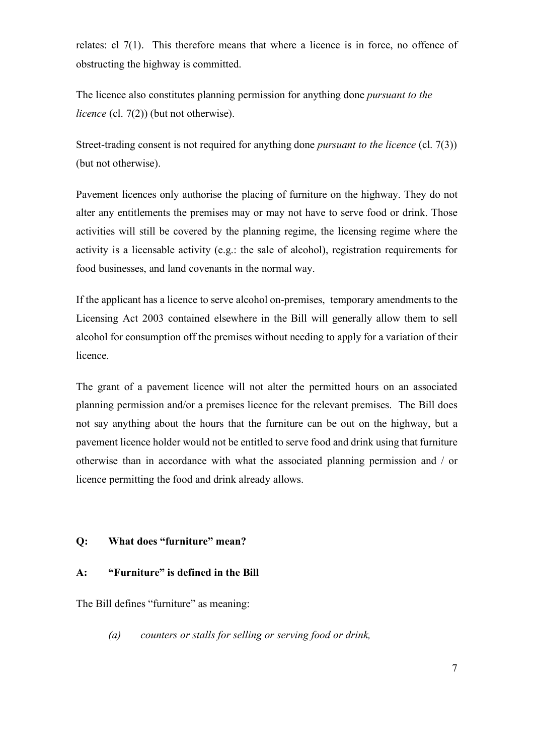relates: cl 7(1). This therefore means that where a licence is in force, no offence of obstructing the highway is committed.

The licence also constitutes planning permission for anything done *pursuant to the licence* (cl. 7(2)) (but not otherwise).

Street-trading consent is not required for anything done *pursuant to the licence* (cl. 7(3)) (but not otherwise).

Pavement licences only authorise the placing of furniture on the highway. They do not alter any entitlements the premises may or may not have to serve food or drink. Those activities will still be covered by the planning regime, the licensing regime where the activity is a licensable activity (e.g.: the sale of alcohol), registration requirements for food businesses, and land covenants in the normal way.

If the applicant has a licence to serve alcohol on-premises, temporary amendments to the Licensing Act 2003 contained elsewhere in the Bill will generally allow them to sell alcohol for consumption off the premises without needing to apply for a variation of their licence.

The grant of a pavement licence will not alter the permitted hours on an associated planning permission and/or a premises licence for the relevant premises. The Bill does not say anything about the hours that the furniture can be out on the highway, but a pavement licence holder would not be entitled to serve food and drink using that furniture otherwise than in accordance with what the associated planning permission and / or licence permitting the food and drink already allows.

**Q: What does "furniture" mean?**

**A: "Furniture" is defined in the Bill**

The Bill defines "furniture" as meaning:

*(a) counters or stalls for selling or serving food or drink,*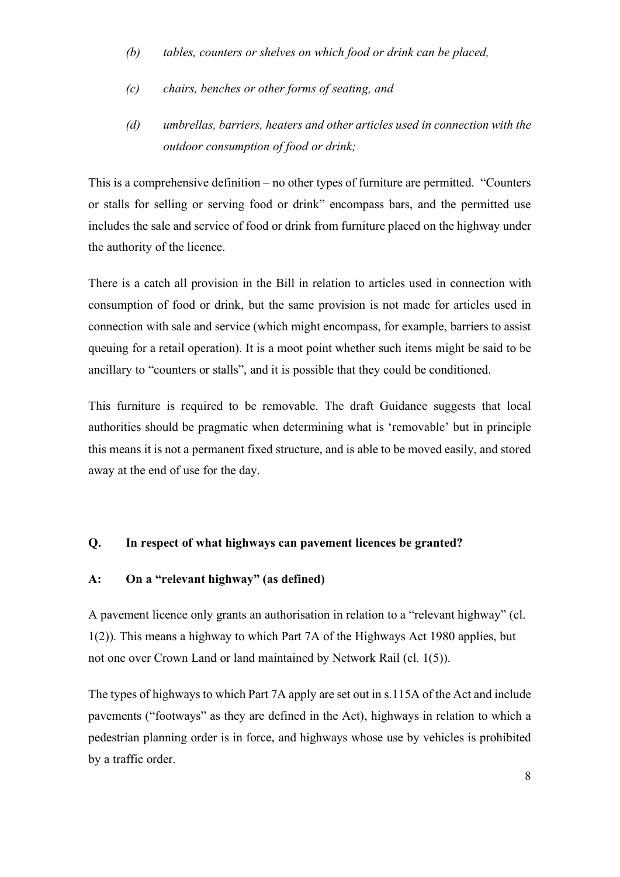*(b) tables, counters or shelves on which food or drink can be placed,*

*(c) chairs, benches or other forms of seating, and*

*(d) umbrellas, barriers, heaters and other articles used in connection with the outdoor consumption of food or drink;*

This is a comprehensive definition – no other types of furniture are permitted. "Counters or stalls for selling or serving food or drink" encompass bars, and the permitted use includes the sale and service of food or drink from furniture placed on the highway under the authority of the licence.

There is a catch all provision in the Bill in relation to articles used in connection with consumption of food or drink, but the same provision is not made for articles used in connection with sale and service (which might encompass, for example, barriers to assist queuing for a retail operation). It is a moot point whether such items might be said to be ancillary to "counters or stalls", and it is possible that they could be conditioned.

This furniture is required to be removable. The draft Guidance suggests that local authorities should be pragmatic when determining what is 'removable' but in principle this means it is not a permanent fixed structure, and is able to be moved easily, and stored away at the end of use for the day.

**Q. In respect of what highways can pavement licences be granted?**

**A: On a "relevant highway" (as defined)**

A pavement licence only grants an authorisation in relation to a "relevant highway" (cl. 1(2)). This means a highway to which Part 7A of the Highways Act 1980 applies, but not one over Crown Land or land maintained by Network Rail (cl. 1(5)).

The types of highways to which Part 7A apply are set out in s.115A of the Act and include pavements ("footways" as they are defined in the Act), highways in relation to which a pedestrian planning order is in force, and highways whose use by vehicles is prohibited by a traffic order.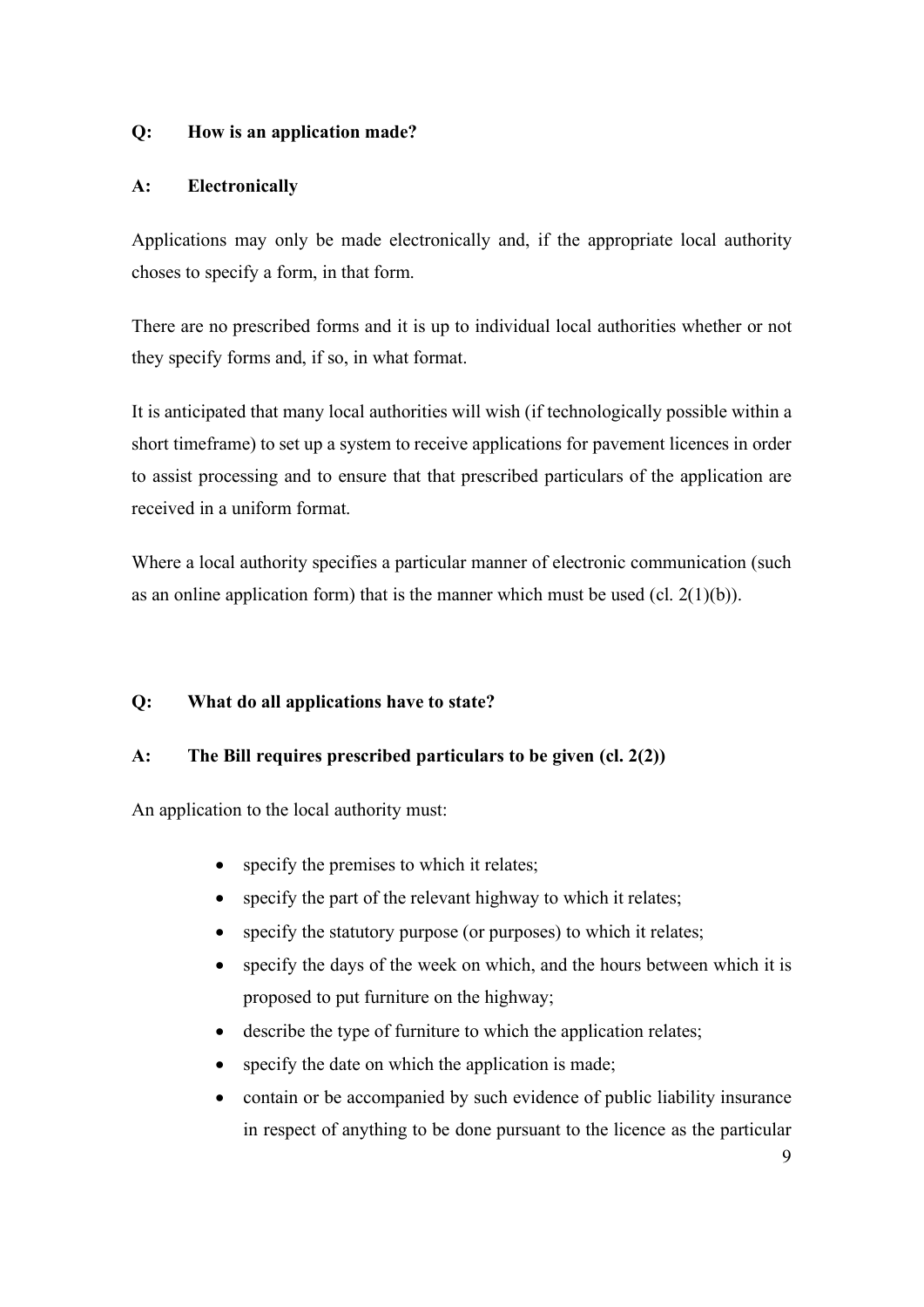**Q: How is an application made?**

**A: Electronically**

Applications may only be made electronically and, if the appropriate local authority choses to specify a form, in that form.

There are no prescribed forms and it is up to individual local authorities whether or not they specify forms and, if so, in what format.

It is anticipated that many local authorities will wish (if technologically possible within a short timeframe) to set up a system to receive applications for pavement licences in order to assist processing and to ensure that that prescribed particulars of the application are received in a uniform format.

Where a local authority specifies a particular manner of electronic communication (such as an online application form) that is the manner which must be used (cl. 2(1)(b)).

**Q: What do all applications have to state?**

**A: The Bill requires prescribed particulars to be given (cl. 2(2))**

An application to the local authority must:

- specify the premises to which it relates;
- specify the part of the relevant highway to which it relates;
- specify the statutory purpose (or purposes) to which it relates;
- specify the days of the week on which, and the hours between which it is proposed to put furniture on the highway;
- describe the type of furniture to which the application relates;
- specify the date on which the application is made;
- contain or be accompanied by such evidence of public liability insurance in respect of anything to be done pursuant to the licence as the particular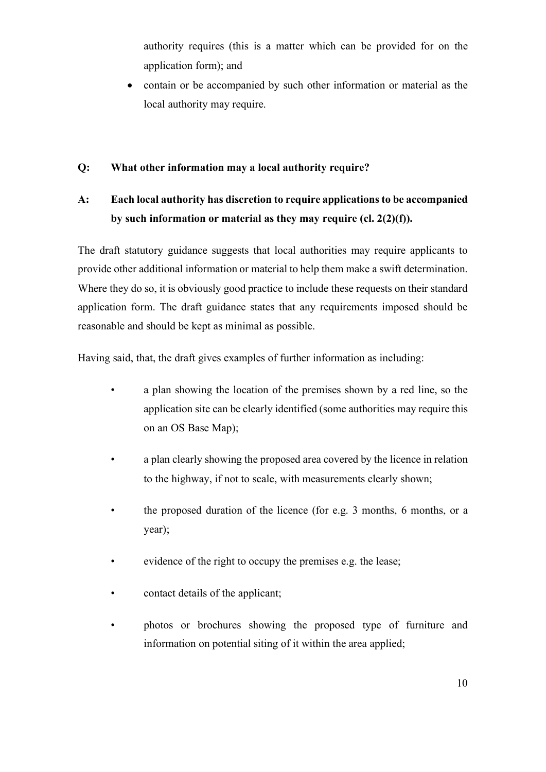authority requires (this is a matter which can be provided for on the application form); and

- contain or be accompanied by such other information or material as the local authority may require.

**Q: What other information may a local authority require?**

**A: Each local authority has discretion to require applications to be accompanied by such information or material as they may require (cl. 2(2)(f)).**

The draft statutory guidance suggests that local authorities may require applicants to provide other additional information or material to help them make a swift determination. Where they do so, it is obviously good practice to include these requests on their standard application form. The draft guidance states that any requirements imposed should be reasonable and should be kept as minimal as possible.

Having said, that, the draft gives examples of further information as including:

- a plan showing the location of the premises shown by a red line, so the application site can be clearly identified (some authorities may require this on an OS Base Map);
- a plan clearly showing the proposed area covered by the licence in relation to the highway, if not to scale, with measurements clearly shown;
- the proposed duration of the licence (for e.g. 3 months, 6 months, or a year);
- evidence of the right to occupy the premises e.g. the lease;
- contact details of the applicant;
- photos or brochures showing the proposed type of furniture and information on potential siting of it within the area applied;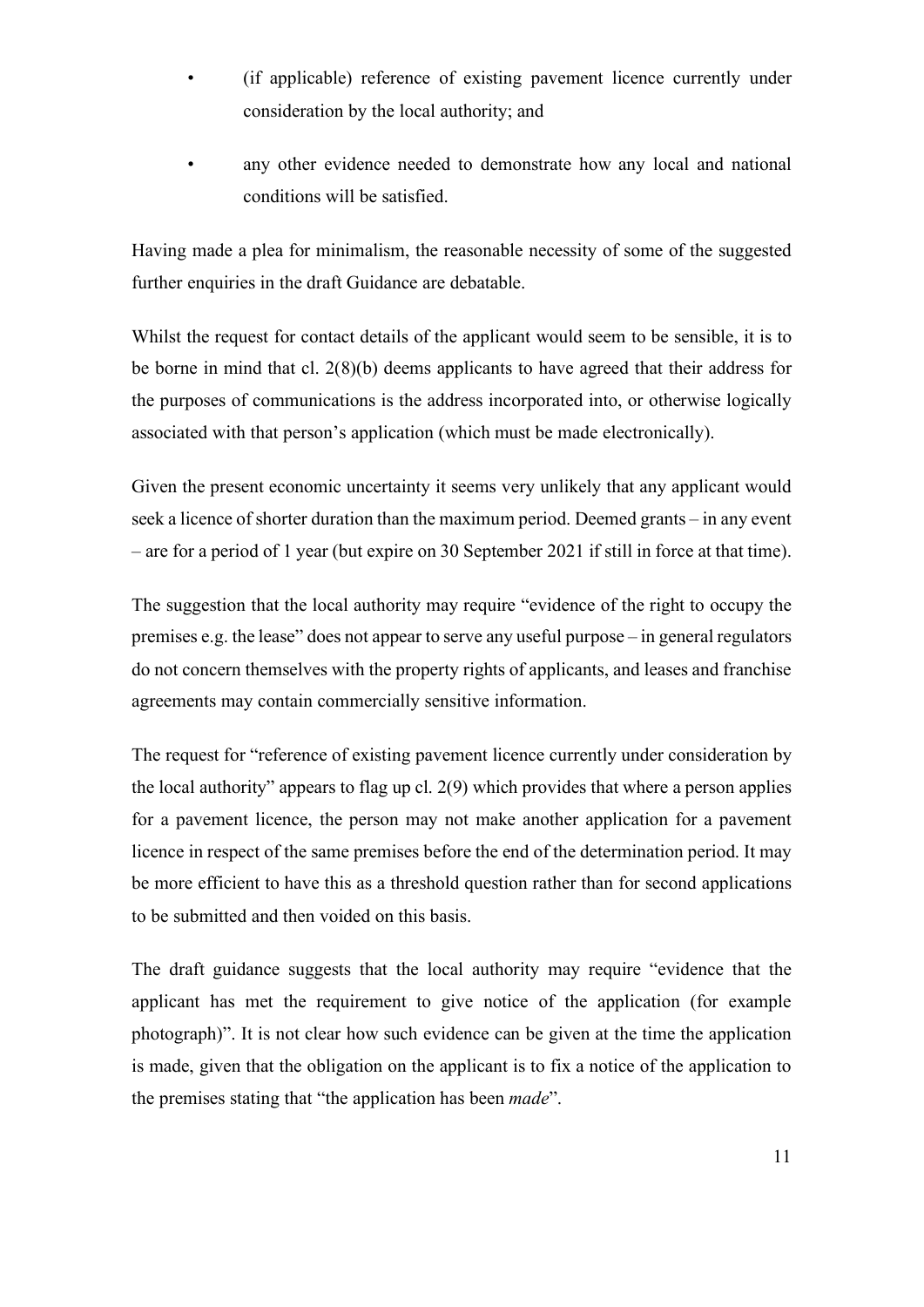- (if applicable) reference of existing pavement licence currently under consideration by the local authority; and
- any other evidence needed to demonstrate how any local and national conditions will be satisfied.

Having made a plea for minimalism, the reasonable necessity of some of the suggested further enquiries in the draft Guidance are debatable.

Whilst the request for contact details of the applicant would seem to be sensible, it is to be borne in mind that cl. 2(8)(b) deems applicants to have agreed that their address for the purposes of communications is the address incorporated into, or otherwise logically associated with that person's application (which must be made electronically).

Given the present economic uncertainty it seems very unlikely that any applicant would seek a licence of shorter duration than the maximum period. Deemed grants – in any event – are for a period of 1 year (but expire on 30 September 2021 if still in force at that time).

The suggestion that the local authority may require "evidence of the right to occupy the premises e.g. the lease" does not appear to serve any useful purpose – in general regulators do not concern themselves with the property rights of applicants, and leases and franchise agreements may contain commercially sensitive information.

The request for "reference of existing pavement licence currently under consideration by the local authority" appears to flag up cl. 2(9) which provides that where a person applies for a pavement licence, the person may not make another application for a pavement licence in respect of the same premises before the end of the determination period. It may be more efficient to have this as a threshold question rather than for second applications to be submitted and then voided on this basis.

The draft guidance suggests that the local authority may require "evidence that the applicant has met the requirement to give notice of the application (for example photograph)". It is not clear how such evidence can be given at the time the application is made, given that the obligation on the applicant is to fix a notice of the application to the premises stating that "the application has been *made*".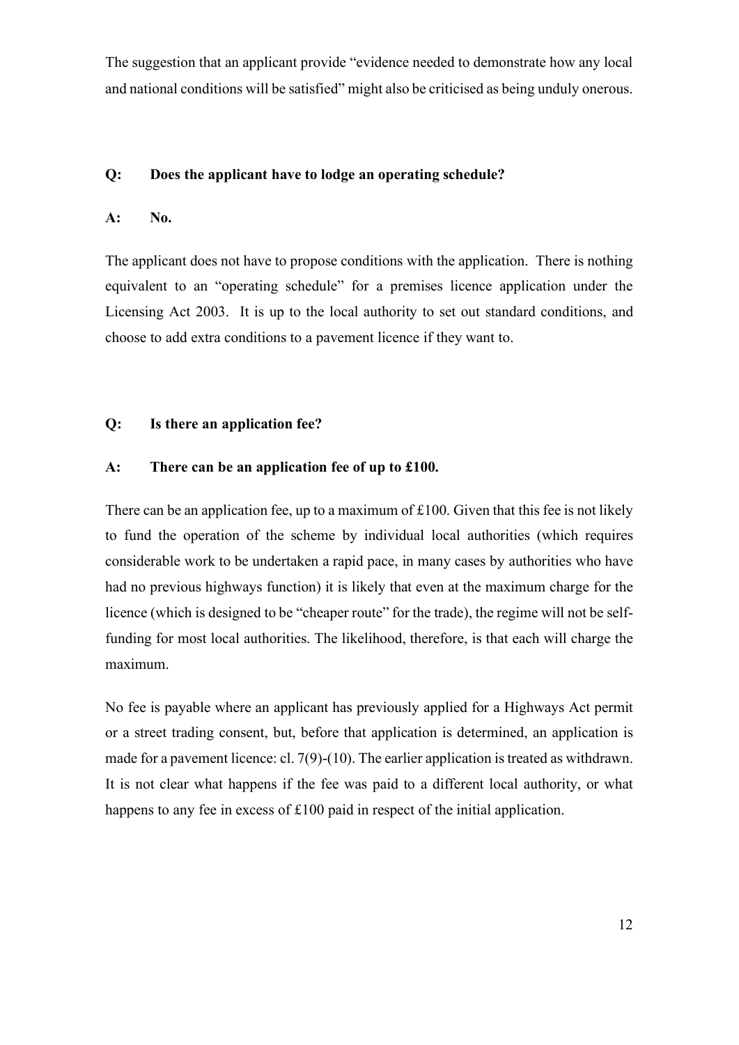The suggestion that an applicant provide "evidence needed to demonstrate how any local and national conditions will be satisfied" might also be criticised as being unduly onerous.

**Q: Does the applicant have to lodge an operating schedule?**

**A: No.**

The applicant does not have to propose conditions with the application. There is nothing equivalent to an "operating schedule" for a premises licence application under the Licensing Act 2003. It is up to the local authority to set out standard conditions, and choose to add extra conditions to a pavement licence if they want to.

**Q: Is there an application fee?**

**A: There can be an application fee of up to £100.**

There can be an application fee, up to a maximum of £100. Given that this fee is not likely to fund the operation of the scheme by individual local authorities (which requires considerable work to be undertaken a rapid pace, in many cases by authorities who have had no previous highways function) it is likely that even at the maximum charge for the licence (which is designed to be "cheaper route" for the trade), the regime will not be self-funding for most local authorities. The likelihood, therefore, is that each will charge the maximum.

No fee is payable where an applicant has previously applied for a Highways Act permit or a street trading consent, but, before that application is determined, an application is made for a pavement licence: cl. 7(9)-(10). The earlier application is treated as withdrawn. It is not clear what happens if the fee was paid to a different local authority, or what happens to any fee in excess of £100 paid in respect of the initial application.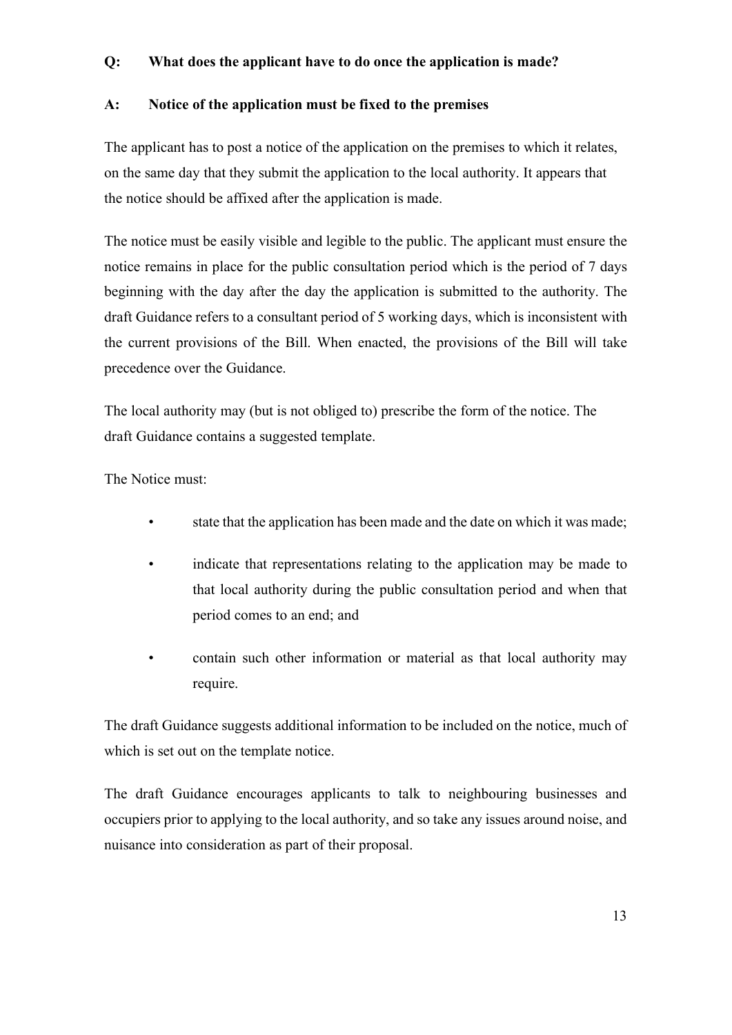**Q: What does the applicant have to do once the application is made?**

**A: Notice of the application must be fixed to the premises**

The applicant has to post a notice of the application on the premises to which it relates, on the same day that they submit the application to the local authority. It appears that the notice should be affixed after the application is made.

The notice must be easily visible and legible to the public. The applicant must ensure the notice remains in place for the public consultation period which is the period of 7 days beginning with the day after the day the application is submitted to the authority. The draft Guidance refers to a consultant period of 5 working days, which is inconsistent with the current provisions of the Bill. When enacted, the provisions of the Bill will take precedence over the Guidance.

The local authority may (but is not obliged to) prescribe the form of the notice. The draft Guidance contains a suggested template.

The Notice must:

- state that the application has been made and the date on which it was made;
- indicate that representations relating to the application may be made to that local authority during the public consultation period and when that period comes to an end; and
- contain such other information or material as that local authority may require.

The draft Guidance suggests additional information to be included on the notice, much of which is set out on the template notice.

The draft Guidance encourages applicants to talk to neighbouring businesses and occupiers prior to applying to the local authority, and so take any issues around noise, and nuisance into consideration as part of their proposal.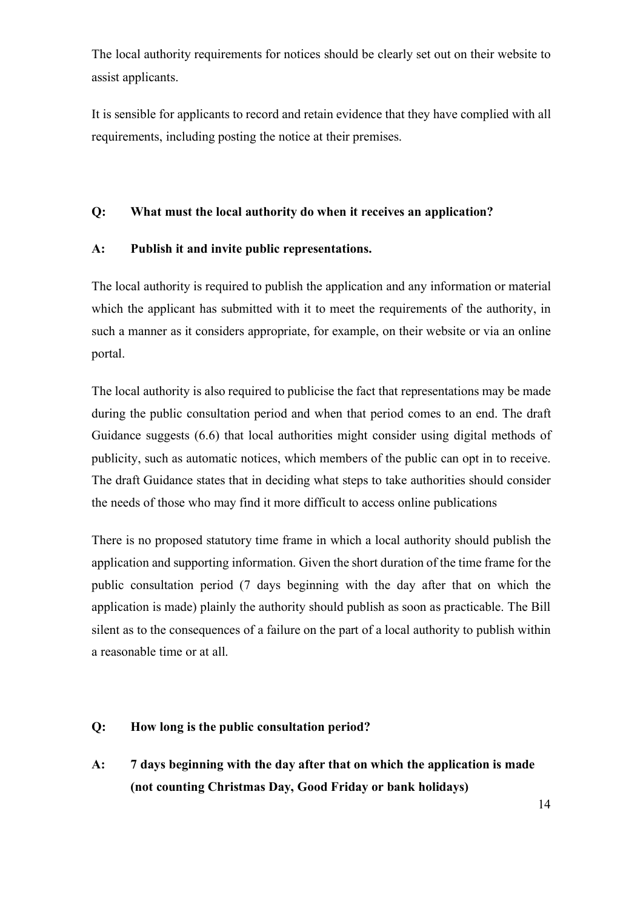The local authority requirements for notices should be clearly set out on their website to assist applicants.

It is sensible for applicants to record and retain evidence that they have complied with all requirements, including posting the notice at their premises.

**Q: What must the local authority do when it receives an application?**

**A: Publish it and invite public representations.**

The local authority is required to publish the application and any information or material which the applicant has submitted with it to meet the requirements of the authority, in such a manner as it considers appropriate, for example, on their website or via an online portal.

The local authority is also required to publicise the fact that representations may be made during the public consultation period and when that period comes to an end. The draft Guidance suggests (6.6) that local authorities might consider using digital methods of publicity, such as automatic notices, which members of the public can opt in to receive. The draft Guidance states that in deciding what steps to take authorities should consider the needs of those who may find it more difficult to access online publications

There is no proposed statutory time frame in which a local authority should publish the application and supporting information. Given the short duration of the time frame for the public consultation period (7 days beginning with the day after that on which the application is made) plainly the authority should publish as soon as practicable. The Bill silent as to the consequences of a failure on the part of a local authority to publish within a reasonable time or at all.

**Q: How long is the public consultation period?**

**A: 7 days beginning with the day after that on which the application is made (not counting Christmas Day, Good Friday or bank holidays)**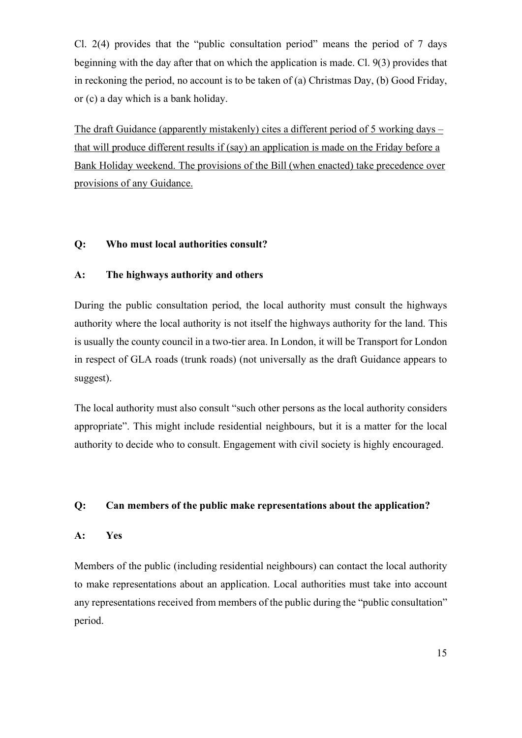Cl. 2(4) provides that the "public consultation period" means the period of 7 days beginning with the day after that on which the application is made. Cl. 9(3) provides that in reckoning the period, no account is to be taken of (a) Christmas Day, (b) Good Friday, or (c) a day which is a bank holiday.

<u>The draft Guidance (apparently mistakenly) cites a different period of 5 working days – that will produce different results if (say) an application is made on the Friday before a Bank Holiday weekend. The provisions of the Bill (when enacted) take precedence over provisions of any Guidance.</u>

**Q: Who must local authorities consult?**

**A: The highways authority and others**

During the public consultation period, the local authority must consult the highways authority where the local authority is not itself the highways authority for the land. This is usually the county council in a two-tier area. In London, it will be Transport for London in respect of GLA roads (trunk roads) (not universally as the draft Guidance appears to suggest).

The local authority must also consult "such other persons as the local authority considers appropriate". This might include residential neighbours, but it is a matter for the local authority to decide who to consult. Engagement with civil society is highly encouraged.

**Q: Can members of the public make representations about the application?**

**A: Yes**

Members of the public (including residential neighbours) can contact the local authority to make representations about an application. Local authorities must take into account any representations received from members of the public during the "public consultation" period.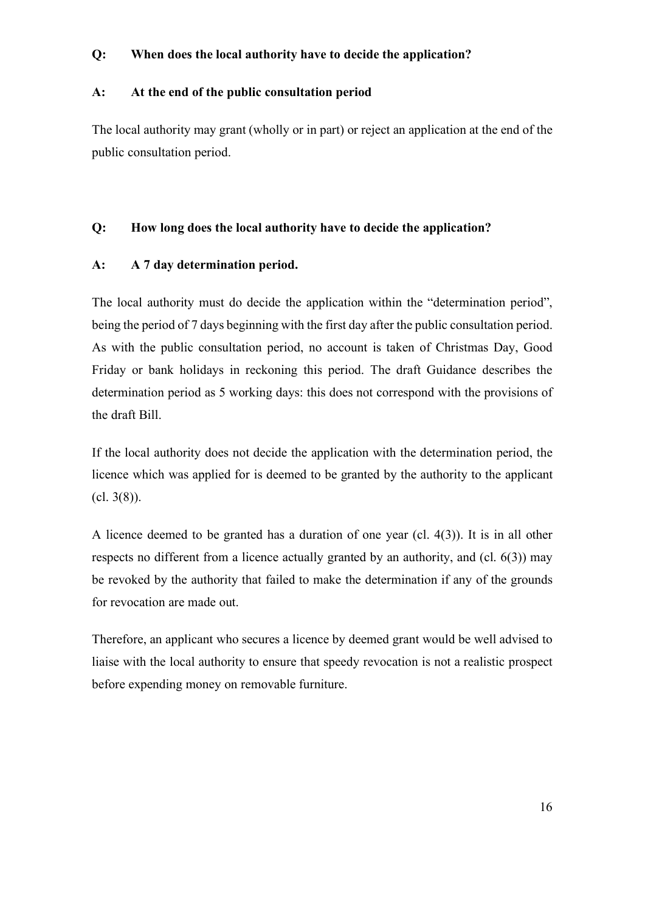**Q: When does the local authority have to decide the application?**

**A: At the end of the public consultation period**

The local authority may grant (wholly or in part) or reject an application at the end of the public consultation period.

**Q: How long does the local authority have to decide the application?**

**A: A 7 day determination period.**

The local authority must do decide the application within the "determination period", being the period of 7 days beginning with the first day after the public consultation period. As with the public consultation period, no account is taken of Christmas Day, Good Friday or bank holidays in reckoning this period. The draft Guidance describes the determination period as 5 working days: this does not correspond with the provisions of the draft Bill.

If the local authority does not decide the application with the determination period, the licence which was applied for is deemed to be granted by the authority to the applicant (cl. 3(8)).

A licence deemed to be granted has a duration of one year (cl. 4(3)). It is in all other respects no different from a licence actually granted by an authority, and (cl. 6(3)) may be revoked by the authority that failed to make the determination if any of the grounds for revocation are made out.

Therefore, an applicant who secures a licence by deemed grant would be well advised to liaise with the local authority to ensure that speedy revocation is not a realistic prospect before expending money on removable furniture.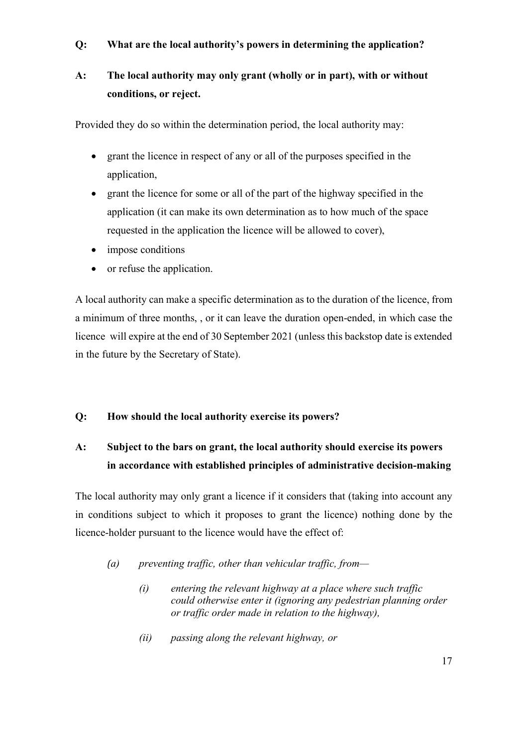**Q: What are the local authority's powers in determining the application?**

**A: The local authority may only grant (wholly or in part), with or without conditions, or reject.**

Provided they do so within the determination period, the local authority may:

- grant the licence in respect of any or all of the purposes specified in the application,
- grant the licence for some or all of the part of the highway specified in the application (it can make its own determination as to how much of the space requested in the application the licence will be allowed to cover),
- impose conditions
- or refuse the application.

A local authority can make a specific determination as to the duration of the licence, from a minimum of three months, , or it can leave the duration open-ended, in which case the licence will expire at the end of 30 September 2021 (unless this backstop date is extended in the future by the Secretary of State).

**Q: How should the local authority exercise its powers?**

**A: Subject to the bars on grant, the local authority should exercise its powers in accordance with established principles of administrative decision-making**

The local authority may only grant a licence if it considers that (taking into account any in conditions subject to which it proposes to grant the licence) nothing done by the licence-holder pursuant to the licence would have the effect of:

*(a) preventing traffic, other than vehicular traffic, from—*

*(i) entering the relevant highway at a place where such traffic could otherwise enter it (ignoring any pedestrian planning order or traffic order made in relation to the highway),*

*(ii) passing along the relevant highway, or*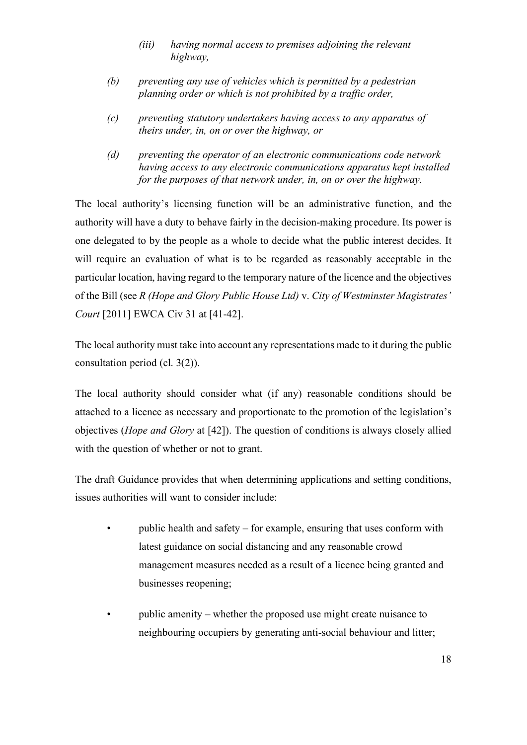> *(iii) having normal access to premises adjoining the relevant highway,*
>
> *(b) preventing any use of vehicles which is permitted by a pedestrian planning order or which is not prohibited by a traffic order,*
>
> *(c) preventing statutory undertakers having access to any apparatus of theirs under, in, on or over the highway, or*
>
> *(d) preventing the operator of an electronic communications code network having access to any electronic communications apparatus kept installed for the purposes of that network under, in, on or over the highway.*

The local authority's licensing function will be an administrative function, and the authority will have a duty to behave fairly in the decision-making procedure. Its power is one delegated to by the people as a whole to decide what the public interest decides. It will require an evaluation of what is to be regarded as reasonably acceptable in the particular location, having regard to the temporary nature of the licence and the objectives of the Bill (see *R (Hope and Glory Public House Ltd)* v. *City of Westminster Magistrates' Court* [2011] EWCA Civ 31 at [41-42].

The local authority must take into account any representations made to it during the public consultation period (cl. 3(2)).

The local authority should consider what (if any) reasonable conditions should be attached to a licence as necessary and proportionate to the promotion of the legislation's objectives (*Hope and Glory* at [42]). The question of conditions is always closely allied with the question of whether or not to grant.

The draft Guidance provides that when determining applications and setting conditions, issues authorities will want to consider include:

- public health and safety – for example, ensuring that uses conform with latest guidance on social distancing and any reasonable crowd management measures needed as a result of a licence being granted and businesses reopening;
- public amenity – whether the proposed use might create nuisance to neighbouring occupiers by generating anti-social behaviour and litter;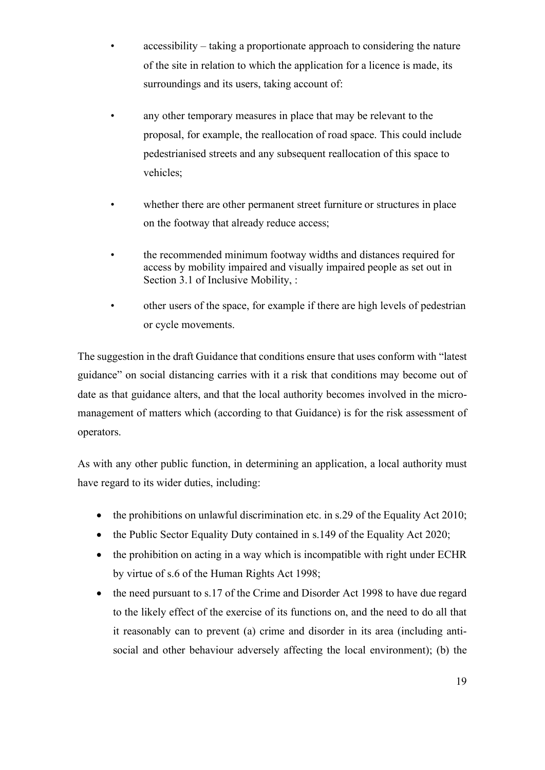- accessibility – taking a proportionate approach to considering the nature of the site in relation to which the application for a licence is made, its surroundings and its users, taking account of:

- any other temporary measures in place that may be relevant to the proposal, for example, the reallocation of road space. This could include pedestrianised streets and any subsequent reallocation of this space to vehicles;

- whether there are other permanent street furniture or structures in place on the footway that already reduce access;

- the recommended minimum footway widths and distances required for access by mobility impaired and visually impaired people as set out in Section 3.1 of Inclusive Mobility, :

- other users of the space, for example if there are high levels of pedestrian or cycle movements.

The suggestion in the draft Guidance that conditions ensure that uses conform with "latest guidance" on social distancing carries with it a risk that conditions may become out of date as that guidance alters, and that the local authority becomes involved in the micro-management of matters which (according to that Guidance) is for the risk assessment of operators.

As with any other public function, in determining an application, a local authority must have regard to its wider duties, including:

- the prohibitions on unlawful discrimination etc. in s.29 of the Equality Act 2010;
- the Public Sector Equality Duty contained in s.149 of the Equality Act 2020;
- the prohibition on acting in a way which is incompatible with right under ECHR by virtue of s.6 of the Human Rights Act 1998;
- the need pursuant to s.17 of the Crime and Disorder Act 1998 to have due regard to the likely effect of the exercise of its functions on, and the need to do all that it reasonably can to prevent (a) crime and disorder in its area (including anti-social and other behaviour adversely affecting the local environment); (b) the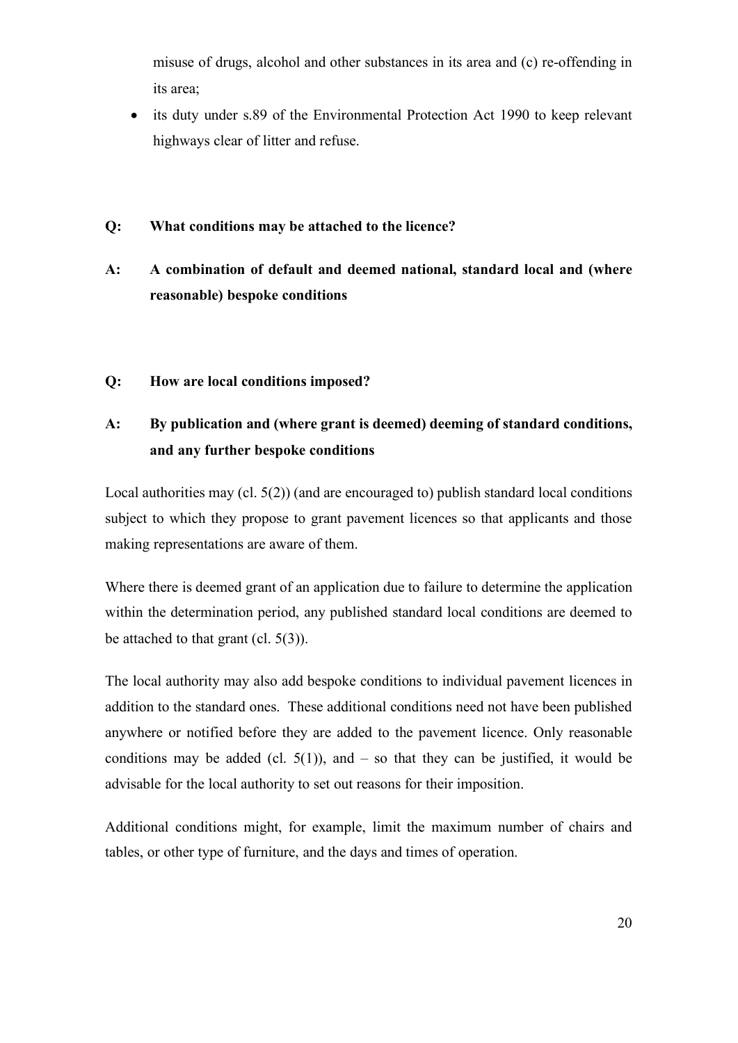misuse of drugs, alcohol and other substances in its area and (c) re-offending in its area;

- its duty under s.89 of the Environmental Protection Act 1990 to keep relevant highways clear of litter and refuse.

**Q: What conditions may be attached to the licence?**

**A: A combination of default and deemed national, standard local and (where reasonable) bespoke conditions**

**Q: How are local conditions imposed?**

**A: By publication and (where grant is deemed) deeming of standard conditions, and any further bespoke conditions**

Local authorities may (cl. 5(2)) (and are encouraged to) publish standard local conditions subject to which they propose to grant pavement licences so that applicants and those making representations are aware of them.

Where there is deemed grant of an application due to failure to determine the application within the determination period, any published standard local conditions are deemed to be attached to that grant (cl. 5(3)).

The local authority may also add bespoke conditions to individual pavement licences in addition to the standard ones. These additional conditions need not have been published anywhere or notified before they are added to the pavement licence. Only reasonable conditions may be added (cl. 5(1)), and – so that they can be justified, it would be advisable for the local authority to set out reasons for their imposition.

Additional conditions might, for example, limit the maximum number of chairs and tables, or other type of furniture, and the days and times of operation.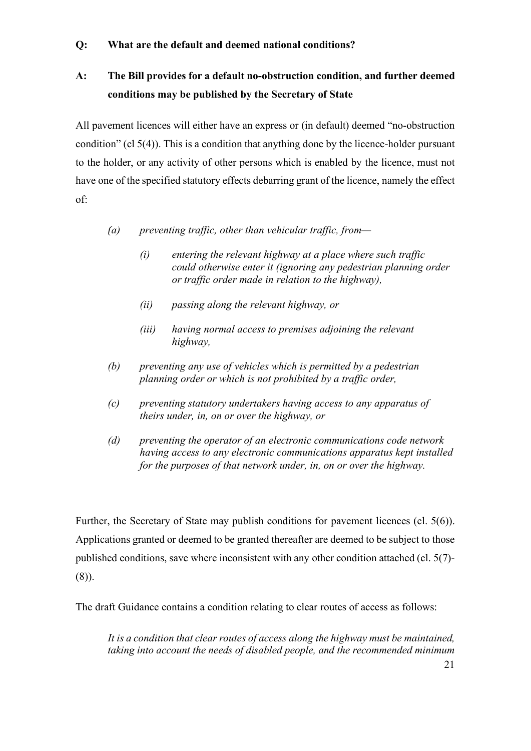**Q: What are the default and deemed national conditions?**

**A: The Bill provides for a default no-obstruction condition, and further deemed conditions may be published by the Secretary of State**

All pavement licences will either have an express or (in default) deemed "no-obstruction condition" (cl 5(4)). This is a condition that anything done by the licence-holder pursuant to the holder, or any activity of other persons which is enabled by the licence, must not have one of the specified statutory effects debarring grant of the licence, namely the effect of:

> *(a) preventing traffic, other than vehicular traffic, from—*
>
> > *(i) entering the relevant highway at a place where such traffic could otherwise enter it (ignoring any pedestrian planning order or traffic order made in relation to the highway),*
> >
> > *(ii) passing along the relevant highway, or*
> >
> > *(iii) having normal access to premises adjoining the relevant highway,*
>
> *(b) preventing any use of vehicles which is permitted by a pedestrian planning order or which is not prohibited by a traffic order,*
>
> *(c) preventing statutory undertakers having access to any apparatus of theirs under, in, on or over the highway, or*
>
> *(d) preventing the operator of an electronic communications code network having access to any electronic communications apparatus kept installed for the purposes of that network under, in, on or over the highway.*

Further, the Secretary of State may publish conditions for pavement licences (cl. 5(6)). Applications granted or deemed to be granted thereafter are deemed to be subject to those published conditions, save where inconsistent with any other condition attached (cl. 5(7)-(8)).

The draft Guidance contains a condition relating to clear routes of access as follows:

> *It is a condition that clear routes of access along the highway must be maintained, taking into account the needs of disabled people, and the recommended minimum*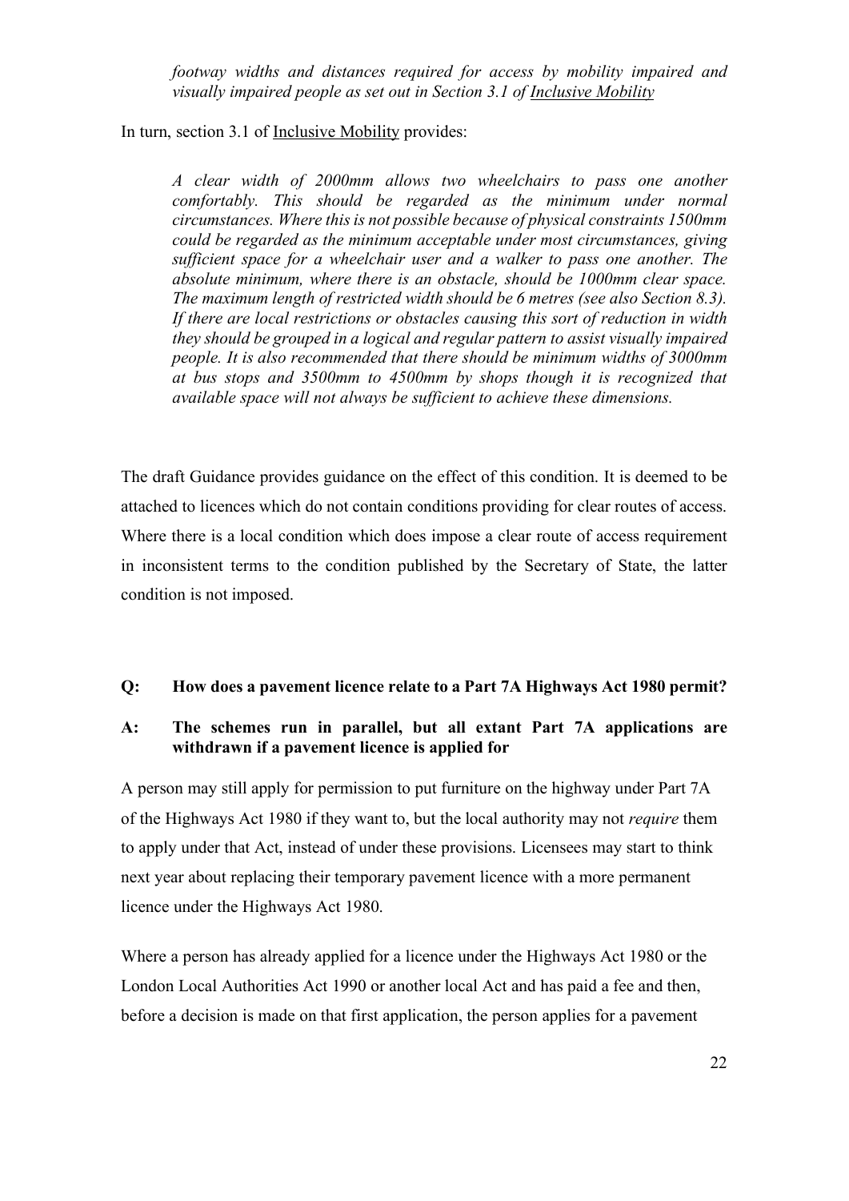> *footway widths and distances required for access by mobility impaired and visually impaired people as set out in Section 3.1 of Inclusive Mobility*

In turn, section 3.1 of Inclusive Mobility provides:

> *A clear width of 2000mm allows two wheelchairs to pass one another comfortably. This should be regarded as the minimum under normal circumstances. Where this is not possible because of physical constraints 1500mm could be regarded as the minimum acceptable under most circumstances, giving sufficient space for a wheelchair user and a walker to pass one another. The absolute minimum, where there is an obstacle, should be 1000mm clear space. The maximum length of restricted width should be 6 metres (see also Section 8.3). If there are local restrictions or obstacles causing this sort of reduction in width they should be grouped in a logical and regular pattern to assist visually impaired people. It is also recommended that there should be minimum widths of 3000mm at bus stops and 3500mm to 4500mm by shops though it is recognized that available space will not always be sufficient to achieve these dimensions.*

The draft Guidance provides guidance on the effect of this condition. It is deemed to be attached to licences which do not contain conditions providing for clear routes of access. Where there is a local condition which does impose a clear route of access requirement in inconsistent terms to the condition published by the Secretary of State, the latter condition is not imposed.

**Q: How does a pavement licence relate to a Part 7A Highways Act 1980 permit?**

**A: The schemes run in parallel, but all extant Part 7A applications are withdrawn if a pavement licence is applied for**

A person may still apply for permission to put furniture on the highway under Part 7A of the Highways Act 1980 if they want to, but the local authority may not *require* them to apply under that Act, instead of under these provisions. Licensees may start to think next year about replacing their temporary pavement licence with a more permanent licence under the Highways Act 1980.

Where a person has already applied for a licence under the Highways Act 1980 or the London Local Authorities Act 1990 or another local Act and has paid a fee and then, before a decision is made on that first application, the person applies for a pavement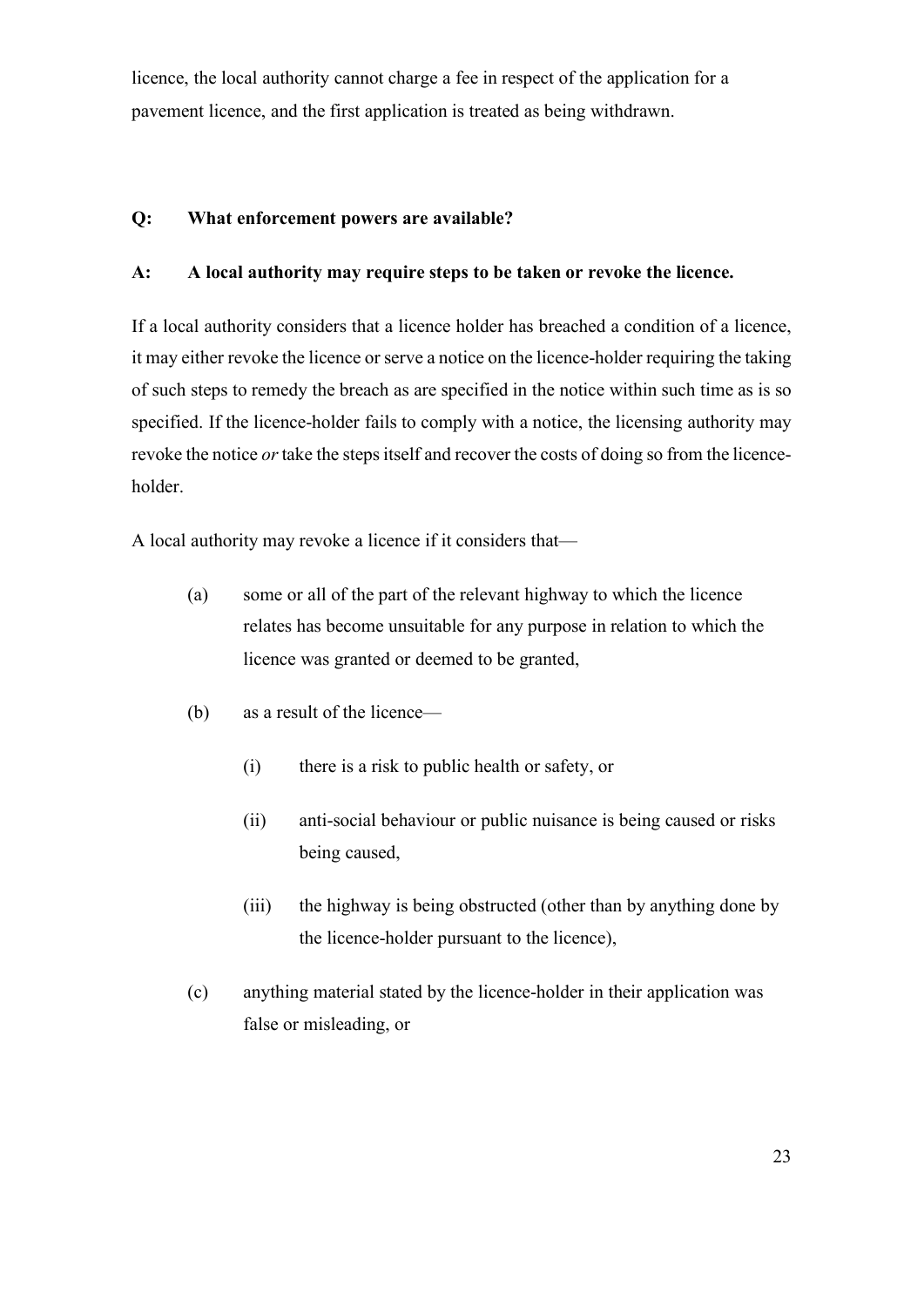licence, the local authority cannot charge a fee in respect of the application for a pavement licence, and the first application is treated as being withdrawn.

**Q: What enforcement powers are available?**

**A: A local authority may require steps to be taken or revoke the licence.**

If a local authority considers that a licence holder has breached a condition of a licence, it may either revoke the licence or serve a notice on the licence-holder requiring the taking of such steps to remedy the breach as are specified in the notice within such time as is so specified. If the licence-holder fails to comply with a notice, the licensing authority may revoke the notice *or* take the steps itself and recover the costs of doing so from the licence-holder.

A local authority may revoke a licence if it considers that—

(a) some or all of the part of the relevant highway to which the licence relates has become unsuitable for any purpose in relation to which the licence was granted or deemed to be granted,

(b) as a result of the licence—

  (i) there is a risk to public health or safety, or

  (ii) anti-social behaviour or public nuisance is being caused or risks being caused,

  (iii) the highway is being obstructed (other than by anything done by the licence-holder pursuant to the licence),

(c) anything material stated by the licence-holder in their application was false or misleading, or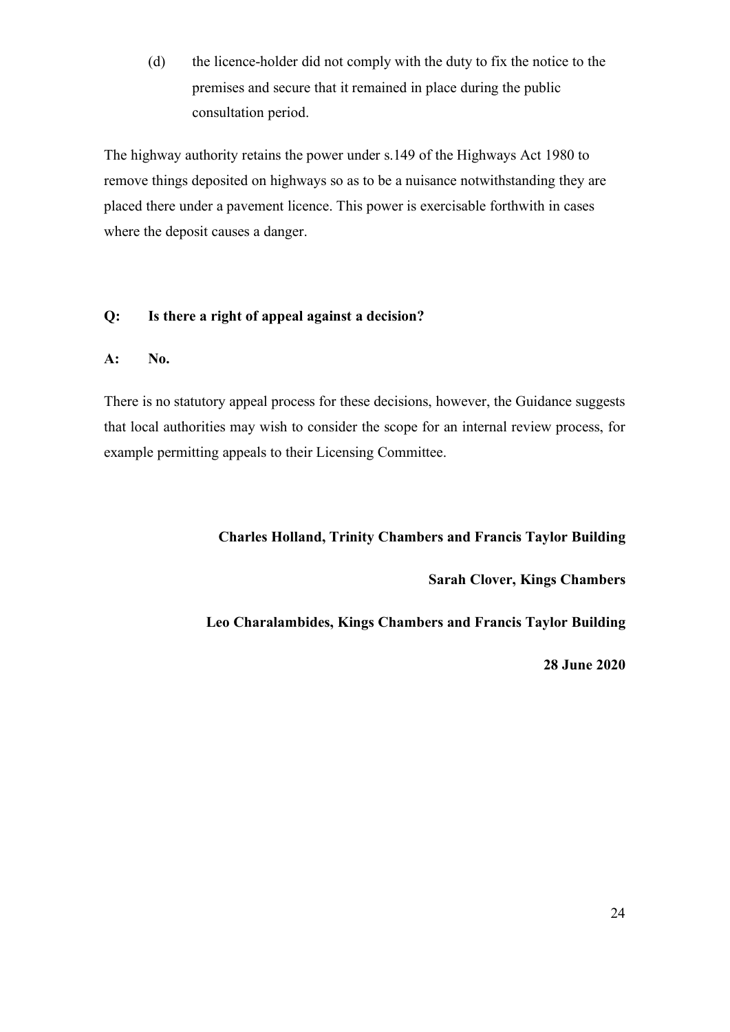(d) the licence-holder did not comply with the duty to fix the notice to the premises and secure that it remained in place during the public consultation period.

The highway authority retains the power under s.149 of the Highways Act 1980 to remove things deposited on highways so as to be a nuisance notwithstanding they are placed there under a pavement licence. This power is exercisable forthwith in cases where the deposit causes a danger.

**Q: Is there a right of appeal against a decision?**

**A: No.**

There is no statutory appeal process for these decisions, however, the Guidance suggests that local authorities may wish to consider the scope for an internal review process, for example permitting appeals to their Licensing Committee.

**Charles Holland, Trinity Chambers and Francis Taylor Building**

**Sarah Clover, Kings Chambers**

**Leo Charalambides, Kings Chambers and Francis Taylor Building**

**28 June 2020**